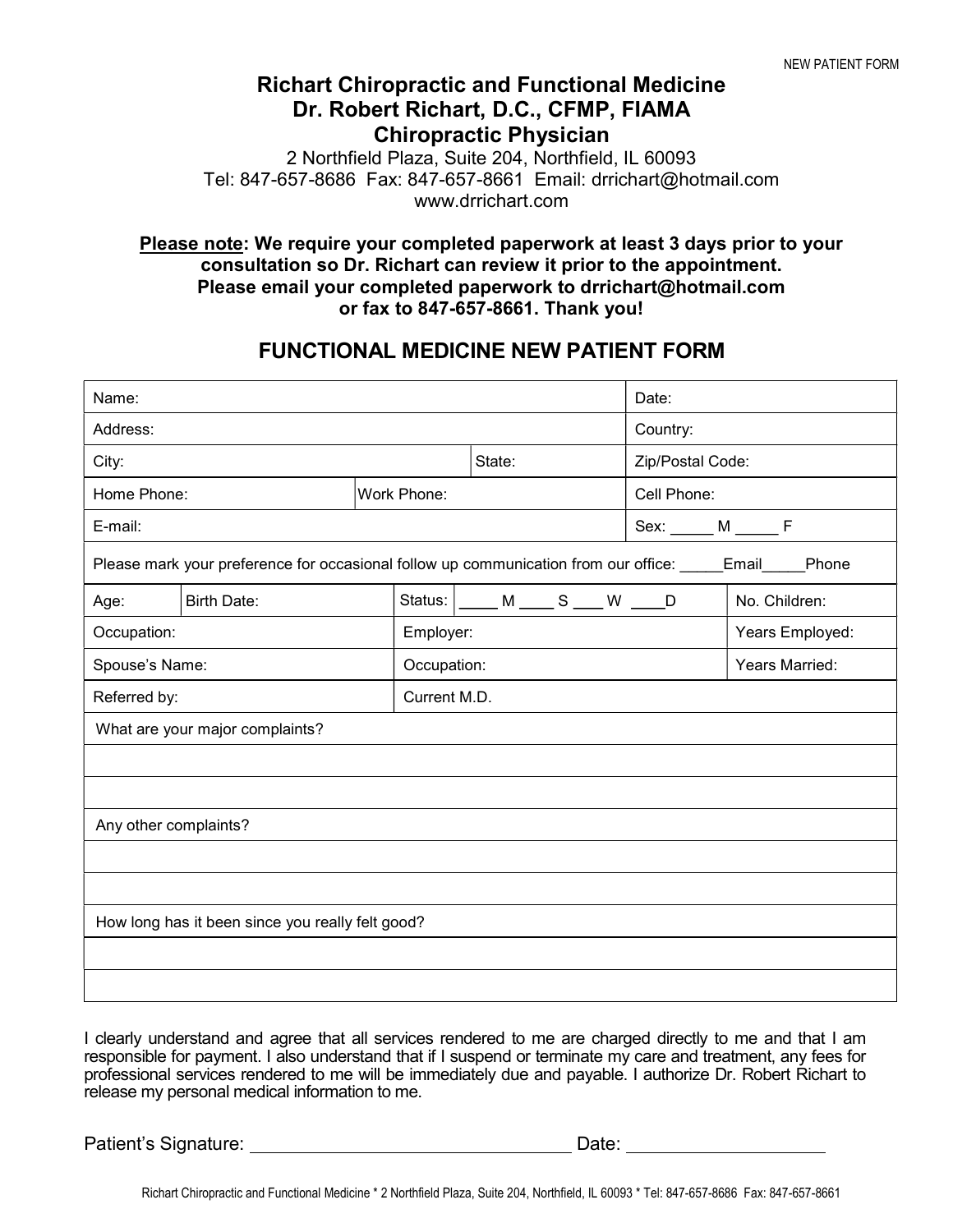NEW PATIENT FORM

# Richart Chiropractic and Functional Medicine
## Dr. Robert Richart, D.C., CFMP, FIAMA
## Chiropractic Physician

2 Northfield Plaza, Suite 204, Northfield, IL 60093
Tel: 847-657-8686 Fax: 847-657-8661 Email: drrichart@hotmail.com
www.drrichart.com

**Please note: We require your completed paperwork at least 3 days prior to your consultation so Dr. Richart can review it prior to the appointment. Please email your completed paperwork to drrichart@hotmail.com or fax to 847-657-8661. Thank you!**

## FUNCTIONAL MEDICINE NEW PATIENT FORM

| | | | | |
|---|---|---|---|---|
| Name: | | | | Date: |
| Address: | | | | Country: |
| City: | | | State: | Zip/Postal Code: |
| Home Phone: | | Work Phone: | | Cell Phone: |
| E-mail: | | | | Sex: _____ M _____ F |
| Please mark your preference for occasional follow up communication from our office: _____Email_____Phone | | | | |
| Age: | Birth Date: | Status: | ____ M ____ S ___ W ____D | No. Children: |
| Occupation: | | Employer: | | Years Employed: |
| Spouse's Name: | | Occupation: | | Years Married: |
| Referred by: | | Current M.D. | | |
| What are your major complaints? | | | | |
| | | | | |
| | | | | |
| Any other complaints? | | | | |
| | | | | |
| | | | | |
| How long has it been since you really felt good? | | | | |
| | | | | |
| | | | | |

I clearly understand and agree that all services rendered to me are charged directly to me and that I am responsible for payment. I also understand that if I suspend or terminate my care and treatment, any fees for professional services rendered to me will be immediately due and payable. I authorize Dr. Robert Richart to release my personal medical information to me.

Patient's Signature: ________________________________ Date: ____________________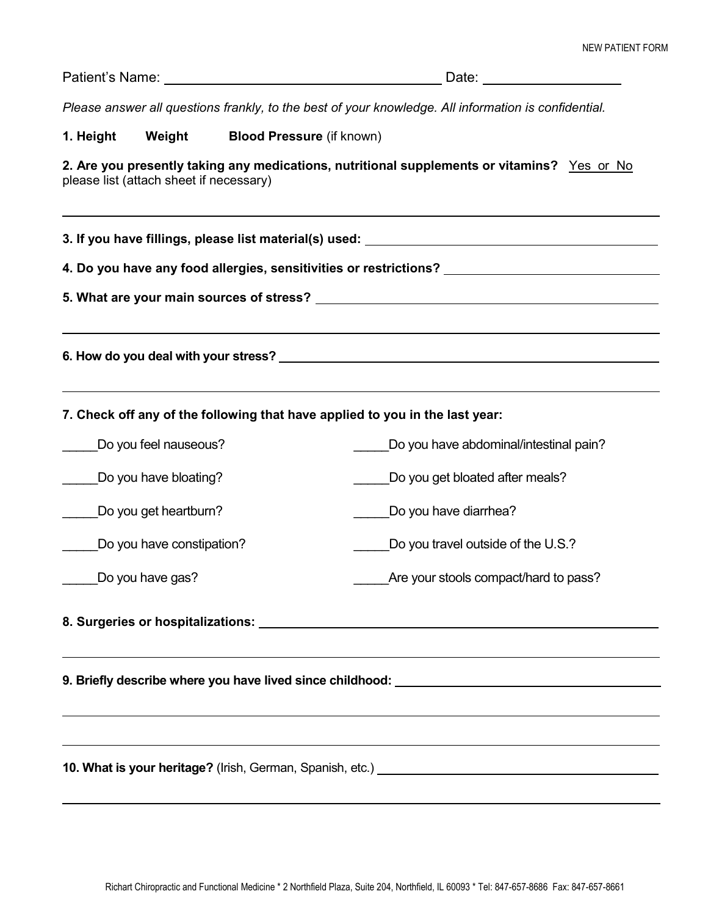NEW PATIENT FORM

Patient's Name: ______________________________ Date: ______________

*Please answer all questions frankly, to the best of your knowledge. All information is confidential.*

**1. Height** **Weight** **Blood Pressure** (if known)

**2. Are you presently taking any medications, nutritional supplements or vitamins?** Yes or No
please list (attach sheet if necessary)

______________________________________________________________

**3. If you have fillings, please list material(s) used:** ______________________________

**4. Do you have any food allergies, sensitivities or restrictions?** ______________________

**5. What are your main sources of stress?** ______________________________________

______________________________________________________________

**6. How do you deal with your stress?** __________________________________________

______________________________________________________________

**7. Check off any of the following that have applied to you in the last year:**

_____Do you feel nauseous?

_____Do you have abdominal/intestinal pain?

_____Do you have bloating?

_____Do you get bloated after meals?

_____Do you get heartburn?

_____Do you have diarrhea?

_____Do you have constipation?

_____Do you travel outside of the U.S.?

_____Do you have gas?

_____Are your stools compact/hard to pass?

**8. Surgeries or hospitalizations:** ______________________________________________

______________________________________________________________

**9. Briefly describe where you have lived since childhood:** ___________________________

______________________________________________________________

______________________________________________________________

**10. What is your heritage?** (Irish, German, Spanish, etc.) ____________________________

______________________________________________________________

Richart Chiropractic and Functional Medicine * 2 Northfield Plaza, Suite 204, Northfield, IL 60093 * Tel: 847-657-8686 Fax: 847-657-8661